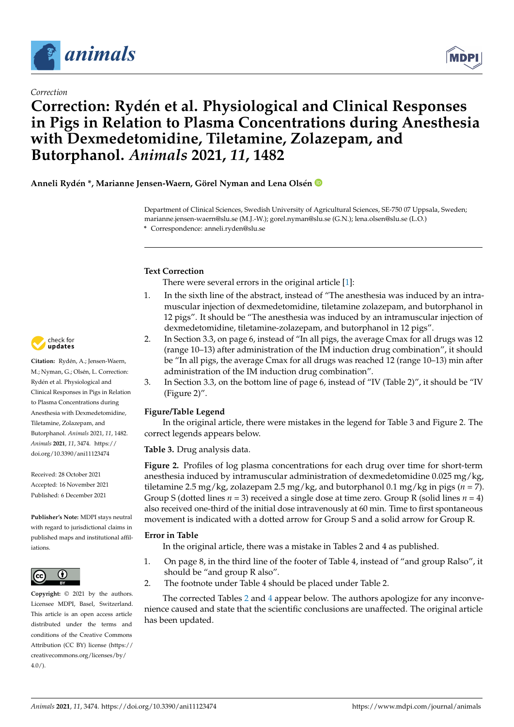*Correction*

# Correction: Rydén et al. Physiological and Clinical Responses in Pigs in Relation to Plasma Concentrations during Anesthesia with Dexmedetomidine, Tiletamine, Zolazepam, and Butorphanol. *Animals* 2021, *11*, 1482

**Anneli Rydén \*, Marianne Jensen-Waern, Görel Nyman and Lena Olsén**

Department of Clinical Sciences, Swedish University of Agricultural Sciences, SE-750 07 Uppsala, Sweden; marianne.jensen-waern@slu.se (M.J.-W.); gorel.nyman@slu.se (G.N.); lena.olsen@slu.se (L.O.)
\* Correspondence: anneli.ryden@slu.se

**Citation:** Rydén, A.; Jensen-Waern, M.; Nyman, G.; Olsén, L. Correction: Rydén et al. Physiological and Clinical Responses in Pigs in Relation to Plasma Concentrations during Anesthesia with Dexmedetomidine, Tiletamine, Zolazepam, and Butorphanol. *Animals* 2021, *11*, 1482. *Animals* **2021**, *11*, 3474. https://doi.org/10.3390/ani11123474

Received: 28 October 2021
Accepted: 16 November 2021
Published: 6 December 2021

**Publisher's Note:** MDPI stays neutral with regard to jurisdictional claims in published maps and institutional affiliations.

**Copyright:** © 2021 by the authors. Licensee MDPI, Basel, Switzerland. This article is an open access article distributed under the terms and conditions of the Creative Commons Attribution (CC BY) license (https://creativecommons.org/licenses/by/4.0/).

## Text Correction

There were several errors in the original article [1]:

1. In the sixth line of the abstract, instead of "The anesthesia was induced by an intramuscular injection of dexmedetomidine, tiletamine zolazepam, and butorphanol in 12 pigs". It should be "The anesthesia was induced by an intramuscular injection of dexmedetomidine, tiletamine-zolazepam, and butorphanol in 12 pigs".
2. In Section 3.3, on page 6, instead of "In all pigs, the average Cmax for all drugs was 12 (range 10–13) after administration of the IM induction drug combination", it should be "In all pigs, the average Cmax for all drugs was reached 12 (range 10–13) min after administration of the IM induction drug combination".
3. In Section 3.3, on the bottom line of page 6, instead of "IV (Table 2)", it should be "IV (Figure 2)".

## Figure/Table Legend

In the original article, there were mistakes in the legend for Table 3 and Figure 2. The correct legends appears below.

**Table 3.** Drug analysis data.

**Figure 2.** Profiles of log plasma concentrations for each drug over time for short-term anesthesia induced by intramuscular administration of dexmedetomidine 0.025 mg/kg, tiletamine 2.5 mg/kg, zolazepam 2.5 mg/kg, and butorphanol 0.1 mg/kg in pigs ($n$ = 7). Group S (dotted lines $n$ = 3) received a single dose at time zero. Group R (solid lines $n$ = 4) also received one-third of the initial dose intravenously at 60 min. Time to first spontaneous movement is indicated with a dotted arrow for Group S and a solid arrow for Group R.

## Error in Table

In the original article, there was a mistake in Tables 2 and 4 as published.

1. On page 8, in the third line of the footer of Table 4, instead of "and group Ralso", it should be "and group R also".
2. The footnote under Table 4 should be placed under Table 2.

The corrected Tables 2 and 4 appear below. The authors apologize for any inconvenience caused and state that the scientific conclusions are unaffected. The original article has been updated.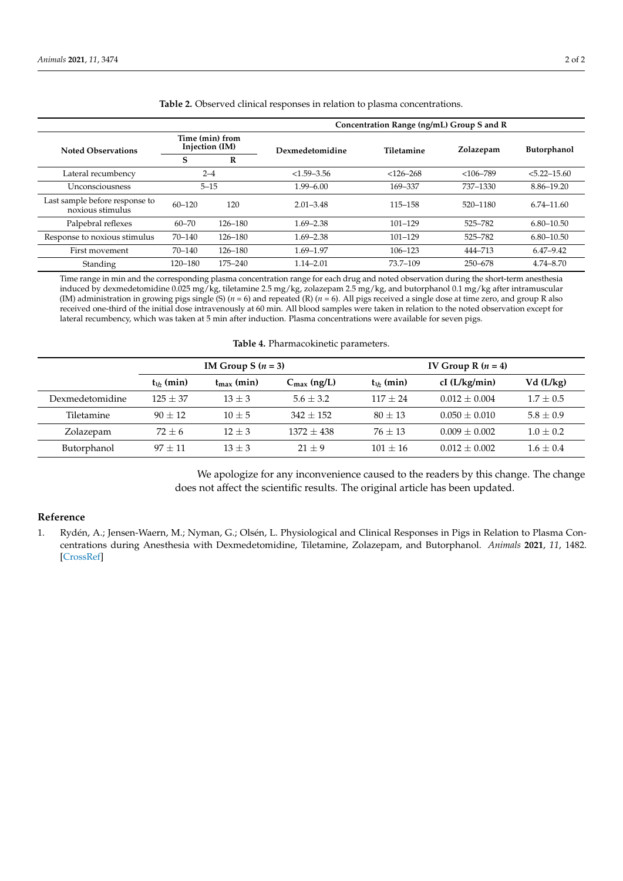**Table 2.** Observed clinical responses in relation to plasma concentrations.

| Noted Observations | Time (min) from Injection (IM) | | Concentration Range (ng/mL) Group S and R | | | |
|---|---|---|---|---|---|---|
| | S | R | Dexmedetomidine | Tiletamine | Zolazepam | Butorphanol |
| Lateral recumbency | 2–4 | | <1.59–3.56 | <126–268 | <106–789 | <5.22–15.60 |
| Unconsciousness | 5–15 | | 1.99–6.00 | 169–337 | 737–1330 | 8.86–19.20 |
| Last sample before response to noxious stimulus | 60–120 | 120 | 2.01–3.48 | 115–158 | 520–1180 | 6.74–11.60 |
| Palpebral reflexes | 60–70 | 126–180 | 1.69–2.38 | 101–129 | 525–782 | 6.80–10.50 |
| Response to noxious stimulus | 70–140 | 126–180 | 1.69–2.38 | 101–129 | 525–782 | 6.80–10.50 |
| First movement | 70–140 | 126–180 | 1.69–1.97 | 106–123 | 444–713 | 6.47–9.42 |
| Standing | 120–180 | 175–240 | 1.14–2.01 | 73.7–109 | 250–678 | 4.74–8.70 |

Time range in min and the corresponding plasma concentration range for each drug and noted observation during the short-term anesthesia induced by dexmedetomidine 0.025 mg/kg, tiletamine 2.5 mg/kg, zolazepam 2.5 mg/kg, and butorphanol 0.1 mg/kg after intramuscular (IM) administration in growing pigs single (S) ($n = 6$) and repeated (R) ($n = 6$). All pigs received a single dose at time zero, and group R also received one-third of the initial dose intravenously at 60 min. All blood samples were taken in relation to the noted observation except for lateral recumbency, which was taken at 5 min after induction. Plasma concentrations were available for seven pigs.

**Table 4.** Pharmacokinetic parameters.

| | IM Group S ($n = 3$) | | | IV Group R ($n = 4$) | | |
|---|---|---|---|---|---|---|
| | $t_{1/2}$ (min) | $t_{max}$ (min) | $C_{max}$ (ng/L) | $t_{1/2}$ (min) | cl (L/kg/min) | Vd (L/kg) |
| Dexmedetomidine | 125 ± 37 | 13 ± 3 | 5.6 ± 3.2 | 117 ± 24 | 0.012 ± 0.004 | 1.7 ± 0.5 |
| Tiletamine | 90 ± 12 | 10 ± 5 | 342 ± 152 | 80 ± 13 | 0.050 ± 0.010 | 5.8 ± 0.9 |
| Zolazepam | 72 ± 6 | 12 ± 3 | 1372 ± 438 | 76 ± 13 | 0.009 ± 0.002 | 1.0 ± 0.2 |
| Butorphanol | 97 ± 11 | 13 ± 3 | 21 ± 9 | 101 ± 16 | 0.012 ± 0.002 | 1.6 ± 0.4 |

We apologize for any inconvenience caused to the readers by this change. The change does not affect the scientific results. The original article has been updated.

## Reference

1. Rydén, A.; Jensen-Waern, M.; Nyman, G.; Olsén, L. Physiological and Clinical Responses in Pigs in Relation to Plasma Concentrations during Anesthesia with Dexmedetomidine, Tiletamine, Zolazepam, and Butorphanol. *Animals* **2021**, *11*, 1482. [CrossRef]